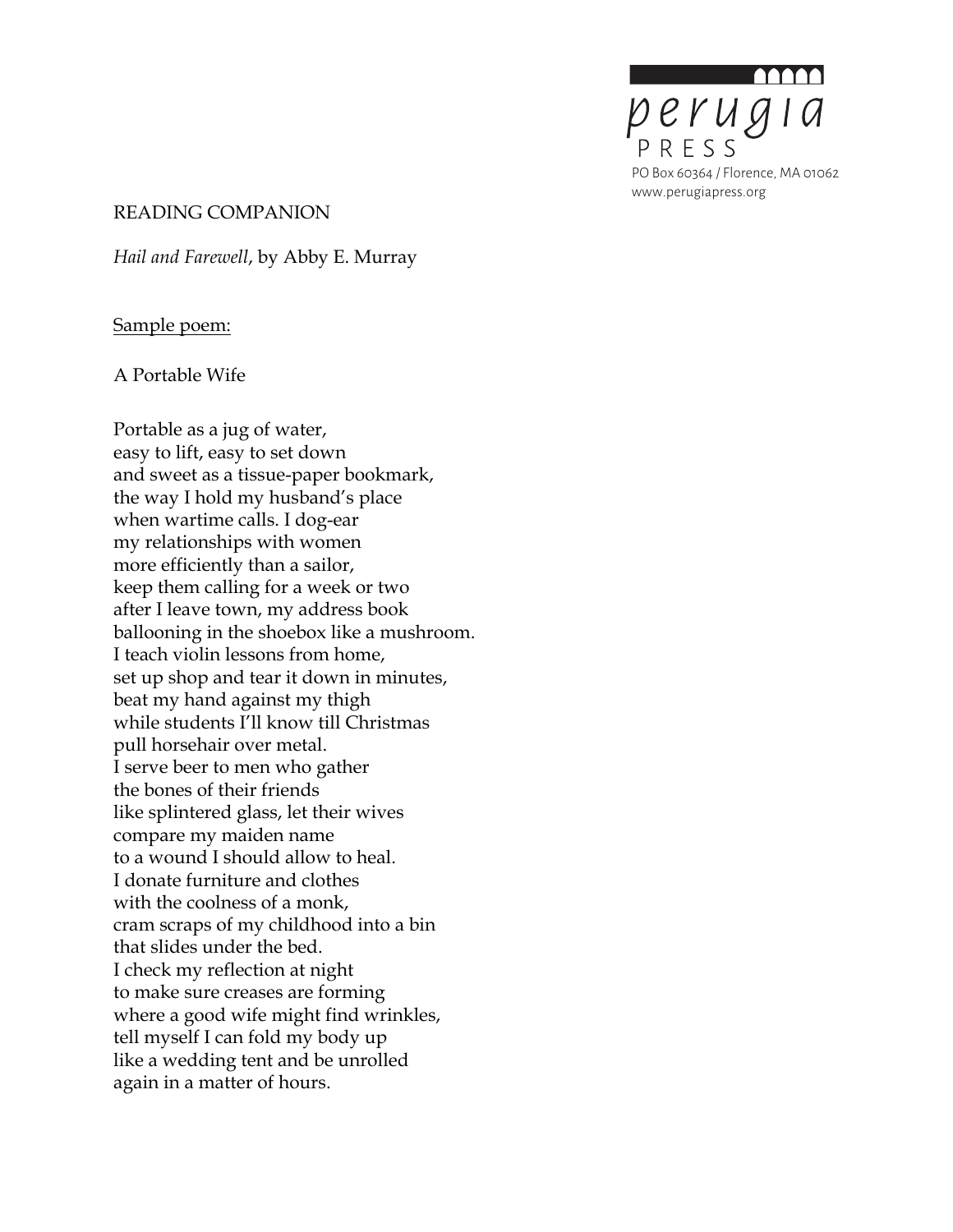perugia PRESS

PO Box 60364 / Florence, MA 01062
www.perugiapress.org

READING COMPANION

*Hail and Farewell*, by Abby E. Murray

<u>Sample poem:</u>

A Portable Wife

Portable as a jug of water,
easy to lift, easy to set down
and sweet as a tissue-paper bookmark,
the way I hold my husband's place
when wartime calls. I dog-ear
my relationships with women
more efficiently than a sailor,
keep them calling for a week or two
after I leave town, my address book
ballooning in the shoebox like a mushroom.
I teach violin lessons from home,
set up shop and tear it down in minutes,
beat my hand against my thigh
while students I'll know till Christmas
pull horsehair over metal.
I serve beer to men who gather
the bones of their friends
like splintered glass, let their wives
compare my maiden name
to a wound I should allow to heal.
I donate furniture and clothes
with the coolness of a monk,
cram scraps of my childhood into a bin
that slides under the bed.
I check my reflection at night
to make sure creases are forming
where a good wife might find wrinkles,
tell myself I can fold my body up
like a wedding tent and be unrolled
again in a matter of hours.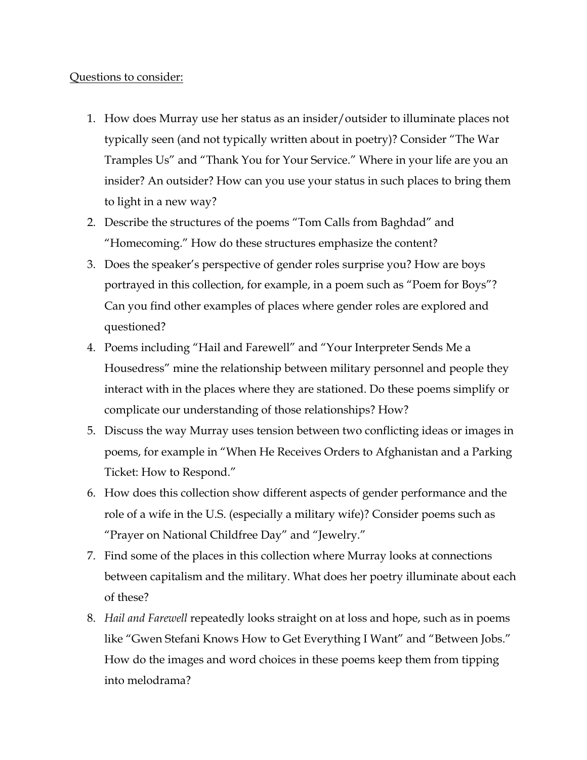<u>Questions to consider:</u>

1. How does Murray use her status as an insider/outsider to illuminate places not typically seen (and not typically written about in poetry)? Consider "The War Tramples Us" and "Thank You for Your Service." Where in your life are you an insider? An outsider? How can you use your status in such places to bring them to light in a new way?
2. Describe the structures of the poems "Tom Calls from Baghdad" and "Homecoming." How do these structures emphasize the content?
3. Does the speaker's perspective of gender roles surprise you? How are boys portrayed in this collection, for example, in a poem such as "Poem for Boys"? Can you find other examples of places where gender roles are explored and questioned?
4. Poems including "Hail and Farewell" and "Your Interpreter Sends Me a Housedress" mine the relationship between military personnel and people they interact with in the places where they are stationed. Do these poems simplify or complicate our understanding of those relationships? How?
5. Discuss the way Murray uses tension between two conflicting ideas or images in poems, for example in "When He Receives Orders to Afghanistan and a Parking Ticket: How to Respond."
6. How does this collection show different aspects of gender performance and the role of a wife in the U.S. (especially a military wife)? Consider poems such as "Prayer on National Childfree Day" and "Jewelry."
7. Find some of the places in this collection where Murray looks at connections between capitalism and the military. What does her poetry illuminate about each of these?
8. *Hail and Farewell* repeatedly looks straight on at loss and hope, such as in poems like "Gwen Stefani Knows How to Get Everything I Want" and "Between Jobs." How do the images and word choices in these poems keep them from tipping into melodrama?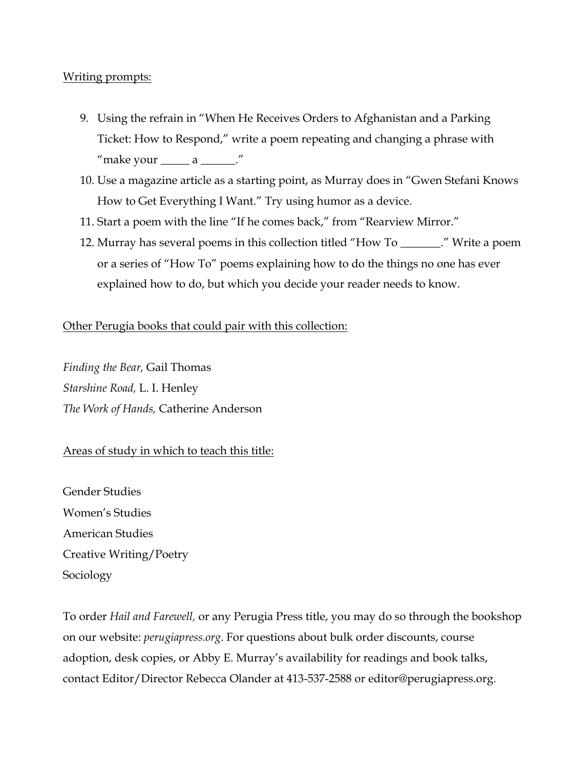Writing prompts:

9. Using the refrain in “When He Receives Orders to Afghanistan and a Parking Ticket: How to Respond,” write a poem repeating and changing a phrase with “make your _____ a ______.”
10. Use a magazine article as a starting point, as Murray does in “Gwen Stefani Knows How to Get Everything I Want.” Try using humor as a device.
11. Start a poem with the line “If he comes back,” from “Rearview Mirror.”
12. Murray has several poems in this collection titled “How To _______.” Write a poem or a series of “How To” poems explaining how to do the things no one has ever explained how to do, but which you decide your reader needs to know.

Other Perugia books that could pair with this collection:

*Finding the Bear,* Gail Thomas
*Starshine Road,* L. I. Henley
*The Work of Hands,* Catherine Anderson

Areas of study in which to teach this title:

Gender Studies
Women’s Studies
American Studies
Creative Writing/Poetry
Sociology

To order *Hail and Farewell,* or any Perugia Press title, you may do so through the bookshop on our website: *perugiapress.org*. For questions about bulk order discounts, course adoption, desk copies, or Abby E. Murray’s availability for readings and book talks, contact Editor/Director Rebecca Olander at 413-537-2588 or editor@perugiapress.org.